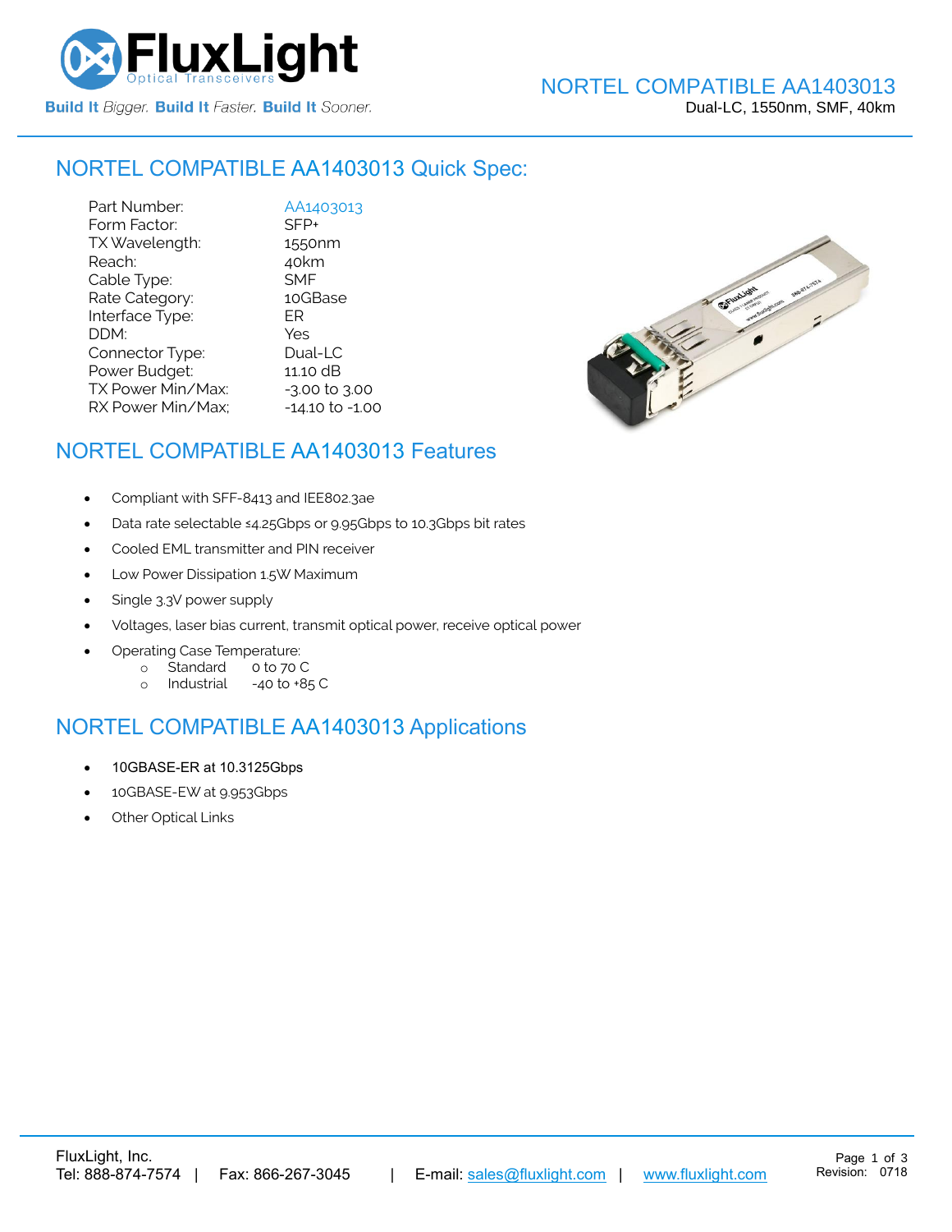# NORTEL COMPATIBLE AA1403013

Dual-LC, 1550nm, SMF, 40km

## NORTEL COMPATIBLE AA1403013 Quick Spec:

| | |
|---|---|
| Part Number: | AA1403013 |
| Form Factor: | SFP+ |
| TX Wavelength: | 1550nm |
| Reach: | 40km |
| Cable Type: | SMF |
| Rate Category: | 10GBase |
| Interface Type: | ER |
| DDM: | Yes |
| Connector Type: | Dual-LC |
| Power Budget: | 11.10 dB |
| TX Power Min/Max: | -3.00 to 3.00 |
| RX Power Min/Max; | -14.10 to -1.00 |

## NORTEL COMPATIBLE AA1403013 Features

- Compliant with SFF-8413 and IEE802.3ae
- Data rate selectable ≤4.25Gbps or 9.95Gbps to 10.3Gbps bit rates
- Cooled EML transmitter and PIN receiver
- Low Power Dissipation 1.5W Maximum
- Single 3.3V power supply
- Voltages, laser bias current, transmit optical power, receive optical power
- Operating Case Temperature:
  - Standard 0 to 70 C
  - Industrial -40 to +85 C

## NORTEL COMPATIBLE AA1403013 Applications

- 10GBASE-ER at 10.3125Gbps
- 10GBASE-EW at 9.953Gbps
- Other Optical Links

FluxLight, Inc.
Tel: 888-874-7574 | Fax: 866-267-3045 | E-mail: sales@fluxlight.com | www.fluxlight.com

Revision: 0718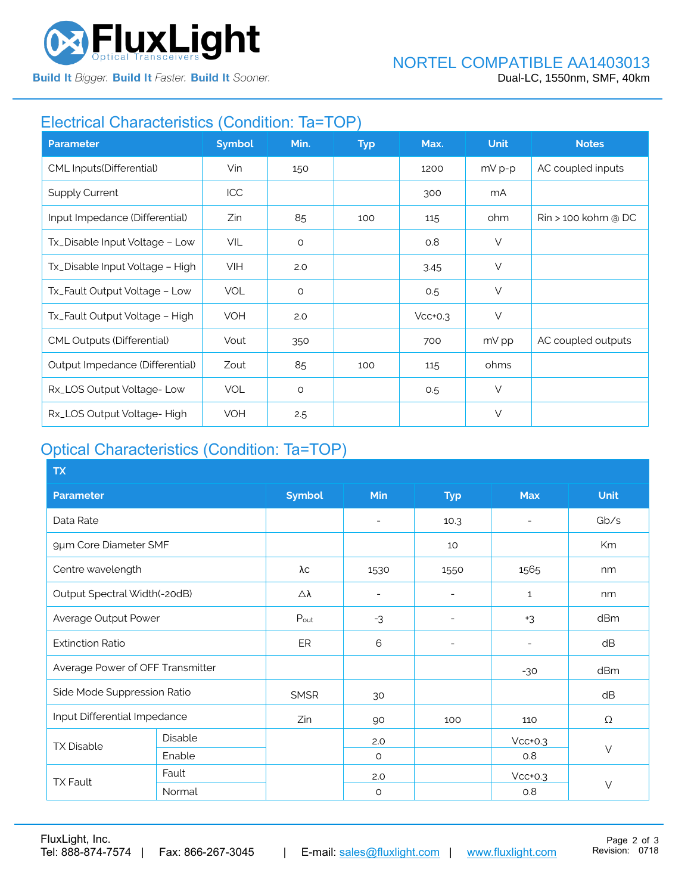## Electrical Characteristics (Condition: Ta=TOP)

| Parameter | Symbol | Min. | Typ | Max. | Unit | Notes |
|---|---|---|---|---|---|---|
| CML Inputs(Differential) | Vin | 150 | | 1200 | mV p-p | AC coupled inputs |
| Supply Current | ICC | | | 300 | mA | |
| Input Impedance (Differential) | Zin | 85 | 100 | 115 | ohm | Rin > 100 kohm @ DC |
| Tx_Disable Input Voltage – Low | VIL | 0 | | 0.8 | V | |
| Tx_Disable Input Voltage – High | VIH | 2.0 | | 3.45 | V | |
| Tx_Fault Output Voltage – Low | VOL | 0 | | 0.5 | V | |
| Tx_Fault Output Voltage – High | VOH | 2.0 | | Vcc+0.3 | V | |
| CML Outputs (Differential) | Vout | 350 | | 700 | mV pp | AC coupled outputs |
| Output Impedance (Differential) | Zout | 85 | 100 | 115 | ohms | |
| Rx_LOS Output Voltage- Low | VOL | 0 | | 0.5 | V | |
| Rx_LOS Output Voltage- High | VOH | 2.5 | | | V | |

## Optical Characteristics (Condition: Ta=TOP)

| TX | | | | | | |
|---|---|---|---|---|---|---|
| **Parameter** | | **Symbol** | **Min** | **Typ** | **Max** | **Unit** |
| Data Rate | | | - | 10.3 | - | Gb/s |
| 9µm Core Diameter SMF | | | | 10 | | Km |
| Centre wavelength | | λc | 1530 | 1550 | 1565 | nm |
| Output Spectral Width(-20dB) | | Δλ | - | - | 1 | nm |
| Average Output Power | | $P_{out}$ | -3 | - | +3 | dBm |
| Extinction Ratio | | ER | 6 | - | - | dB |
| Average Power of OFF Transmitter | | | | | -30 | dBm |
| Side Mode Suppression Ratio | | SMSR | 30 | | | dB |
| Input Differential Impedance | | Zin | 90 | 100 | 110 | Ω |
| TX Disable | Disable | | 2.0 | | Vcc+0.3 | V |
| | Enable | | 0 | | 0.8 | |
| TX Fault | Fault | | 2.0 | | Vcc+0.3 | V |
| | Normal | | 0 | | 0.8 | |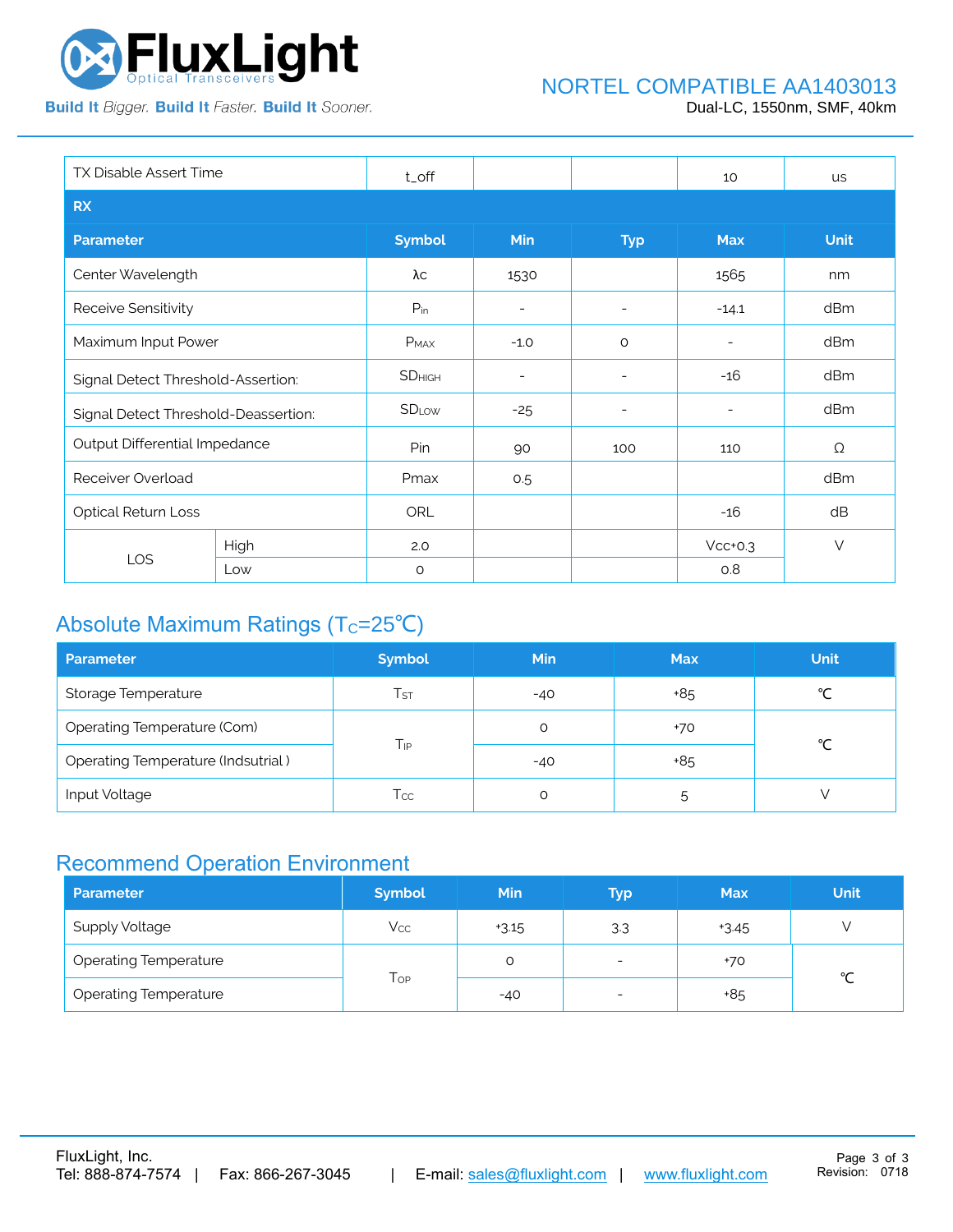| | | | | | |
|---|---|---|---|---|---|
| TX Disable Assert Time | t_off | | | 10 | us |
| **RX** | | | | | |
| **Parameter** | **Symbol** | **Min** | **Typ** | **Max** | **Unit** |
| Center Wavelength | λc | 1530 | | 1565 | nm |
| Receive Sensitivity | $P_{in}$ | - | - | -14.1 | dBm |
| Maximum Input Power | $P_{MAX}$ | -1.0 | 0 | - | dBm |
| Signal Detect Threshold-Assertion: | $SD_{HIGH}$ | - | - | -16 | dBm |
| Signal Detect Threshold-Deassertion: | $SD_{LOW}$ | -25 | - | - | dBm |
| Output Differential Impedance | Pin | 90 | 100 | 110 | Ω |
| Receiver Overload | Pmax | 0.5 | | | dBm |
| Optical Return Loss | ORL | | | -16 | dB |
| LOS High | 2.0 | | | Vcc+0.3 | V |
| LOS Low | 0 | | | 0.8 | |

## Absolute Maximum Ratings ($T_C$=25℃)

| Parameter | Symbol | Min | Max | Unit |
|---|---|---|---|---|
| Storage Temperature | $T_{ST}$ | -40 | +85 | ℃ |
| Operating Temperature (Com) | $T_{IP}$ | 0 | +70 | ℃ |
| Operating Temperature (Indsutrial ) | | -40 | +85 | |
| Input Voltage | $T_{CC}$ | 0 | 5 | V |

## Recommend Operation Environment

| Parameter | Symbol | Min | Typ | Max | Unit |
|---|---|---|---|---|---|
| Supply Voltage | $V_{CC}$ | +3.15 | 3.3 | +3.45 | V |
| Operating Temperature | $T_{OP}$ | 0 | - | +70 | ℃ |
| Operating Temperature | | -40 | - | +85 | |

FluxLight, Inc.
Tel: 888-874-7574 | Fax: 866-267-3045 | E-mail: sales@fluxlight.com | www.fluxlight.com

Revision: 0718